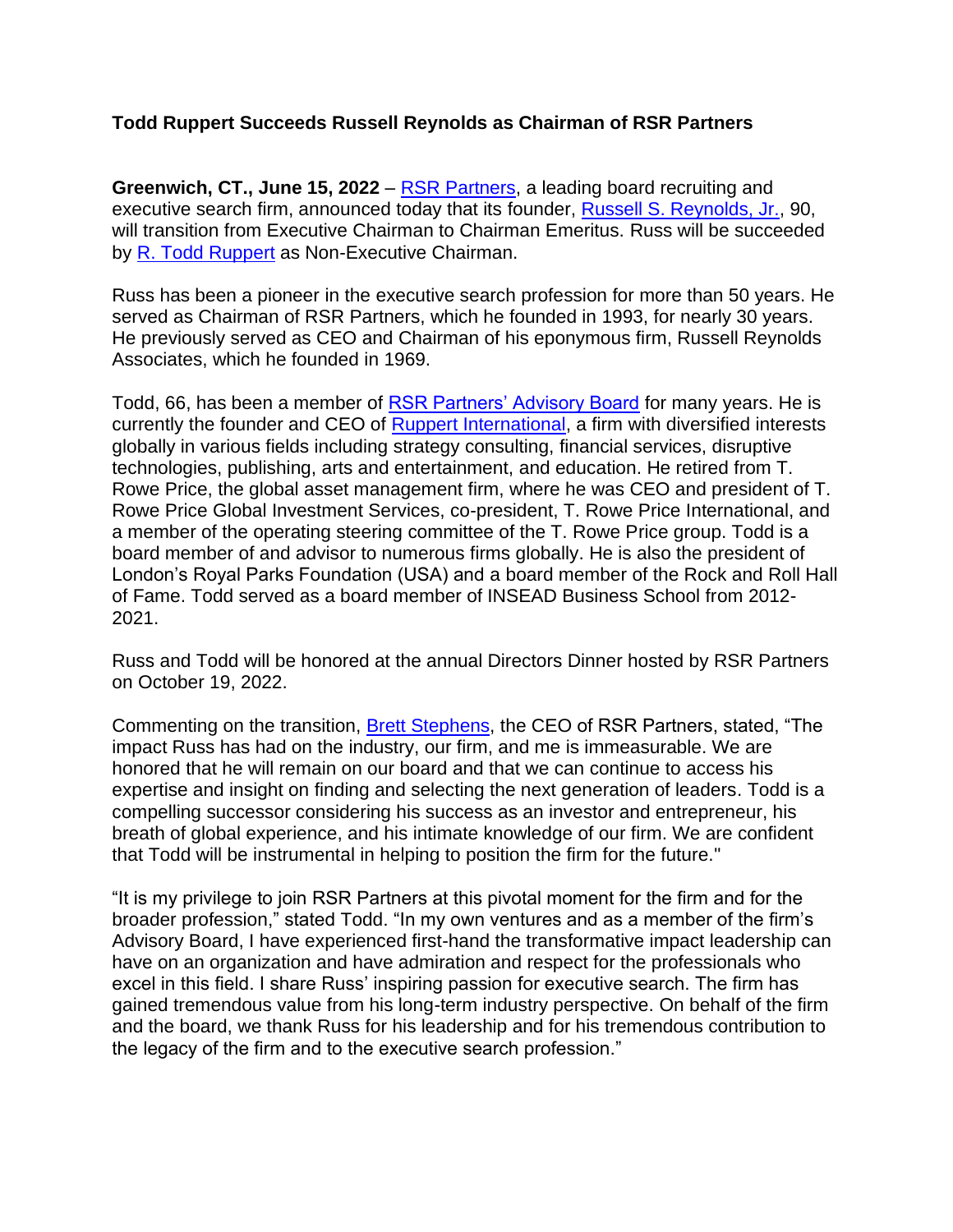**Todd Ruppert Succeeds Russell Reynolds as Chairman of RSR Partners**

**Greenwich, CT., June 15, 2022** – RSR Partners, a leading board recruiting and executive search firm, announced today that its founder, Russell S. Reynolds, Jr., 90, will transition from Executive Chairman to Chairman Emeritus. Russ will be succeeded by R. Todd Ruppert as Non-Executive Chairman.

Russ has been a pioneer in the executive search profession for more than 50 years. He served as Chairman of RSR Partners, which he founded in 1993, for nearly 30 years. He previously served as CEO and Chairman of his eponymous firm, Russell Reynolds Associates, which he founded in 1969.

Todd, 66, has been a member of RSR Partners' Advisory Board for many years. He is currently the founder and CEO of Ruppert International, a firm with diversified interests globally in various fields including strategy consulting, financial services, disruptive technologies, publishing, arts and entertainment, and education. He retired from T. Rowe Price, the global asset management firm, where he was CEO and president of T. Rowe Price Global Investment Services, co-president, T. Rowe Price International, and a member of the operating steering committee of the T. Rowe Price group. Todd is a board member of and advisor to numerous firms globally. He is also the president of London's Royal Parks Foundation (USA) and a board member of the Rock and Roll Hall of Fame. Todd served as a board member of INSEAD Business School from 2012-2021.

Russ and Todd will be honored at the annual Directors Dinner hosted by RSR Partners on October 19, 2022.

Commenting on the transition, Brett Stephens, the CEO of RSR Partners, stated, "The impact Russ has had on the industry, our firm, and me is immeasurable. We are honored that he will remain on our board and that we can continue to access his expertise and insight on finding and selecting the next generation of leaders. Todd is a compelling successor considering his success as an investor and entrepreneur, his breath of global experience, and his intimate knowledge of our firm. We are confident that Todd will be instrumental in helping to position the firm for the future."

"It is my privilege to join RSR Partners at this pivotal moment for the firm and for the broader profession," stated Todd. "In my own ventures and as a member of the firm's Advisory Board, I have experienced first-hand the transformative impact leadership can have on an organization and have admiration and respect for the professionals who excel in this field. I share Russ' inspiring passion for executive search. The firm has gained tremendous value from his long-term industry perspective. On behalf of the firm and the board, we thank Russ for his leadership and for his tremendous contribution to the legacy of the firm and to the executive search profession."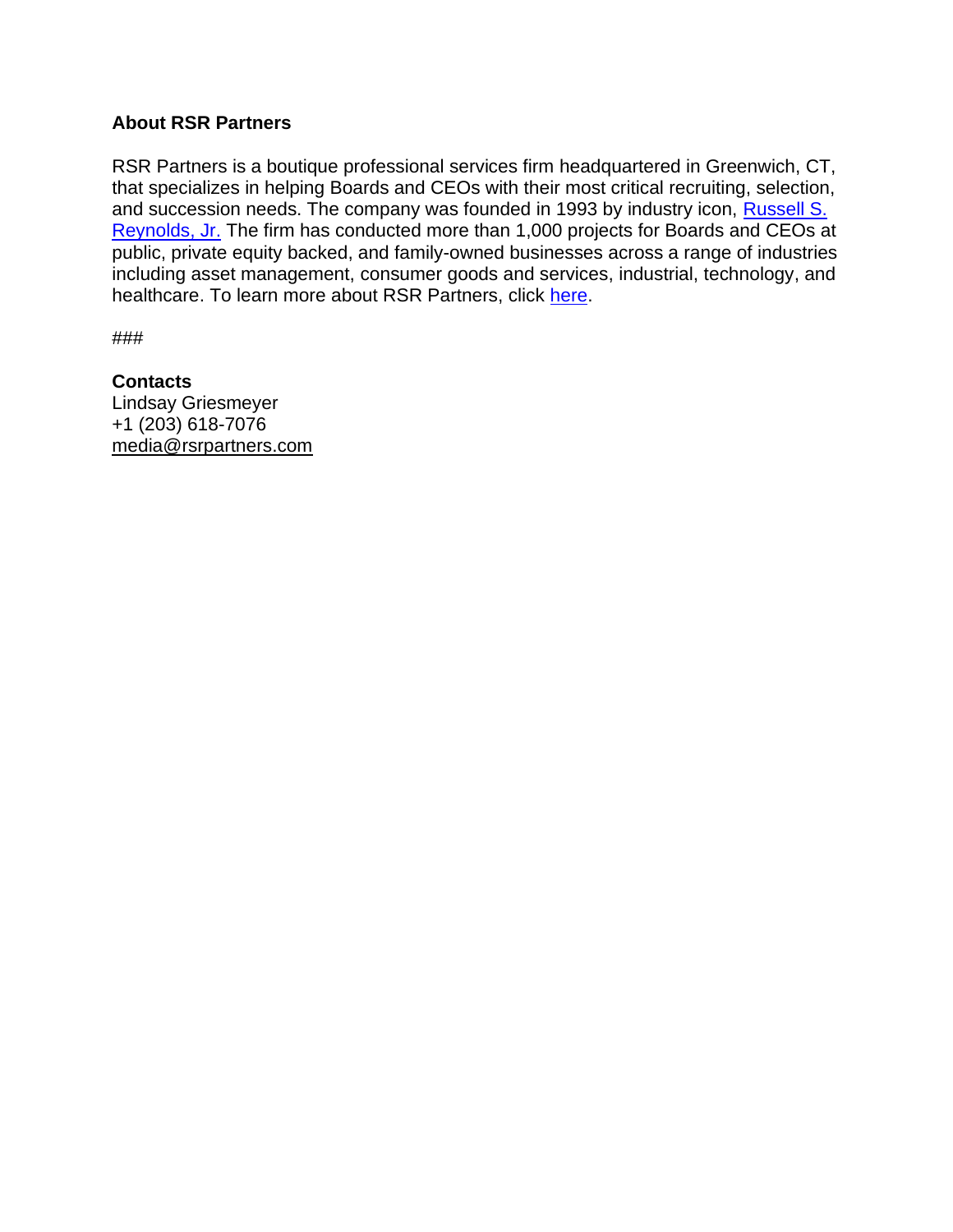**About RSR Partners**

RSR Partners is a boutique professional services firm headquartered in Greenwich, CT, that specializes in helping Boards and CEOs with their most critical recruiting, selection, and succession needs. The company was founded in 1993 by industry icon, Russell S. Reynolds, Jr. The firm has conducted more than 1,000 projects for Boards and CEOs at public, private equity backed, and family-owned businesses across a range of industries including asset management, consumer goods and services, industrial, technology, and healthcare. To learn more about RSR Partners, click here.

###

**Contacts**
Lindsay Griesmeyer
+1 (203) 618-7076
media@rsrpartners.com